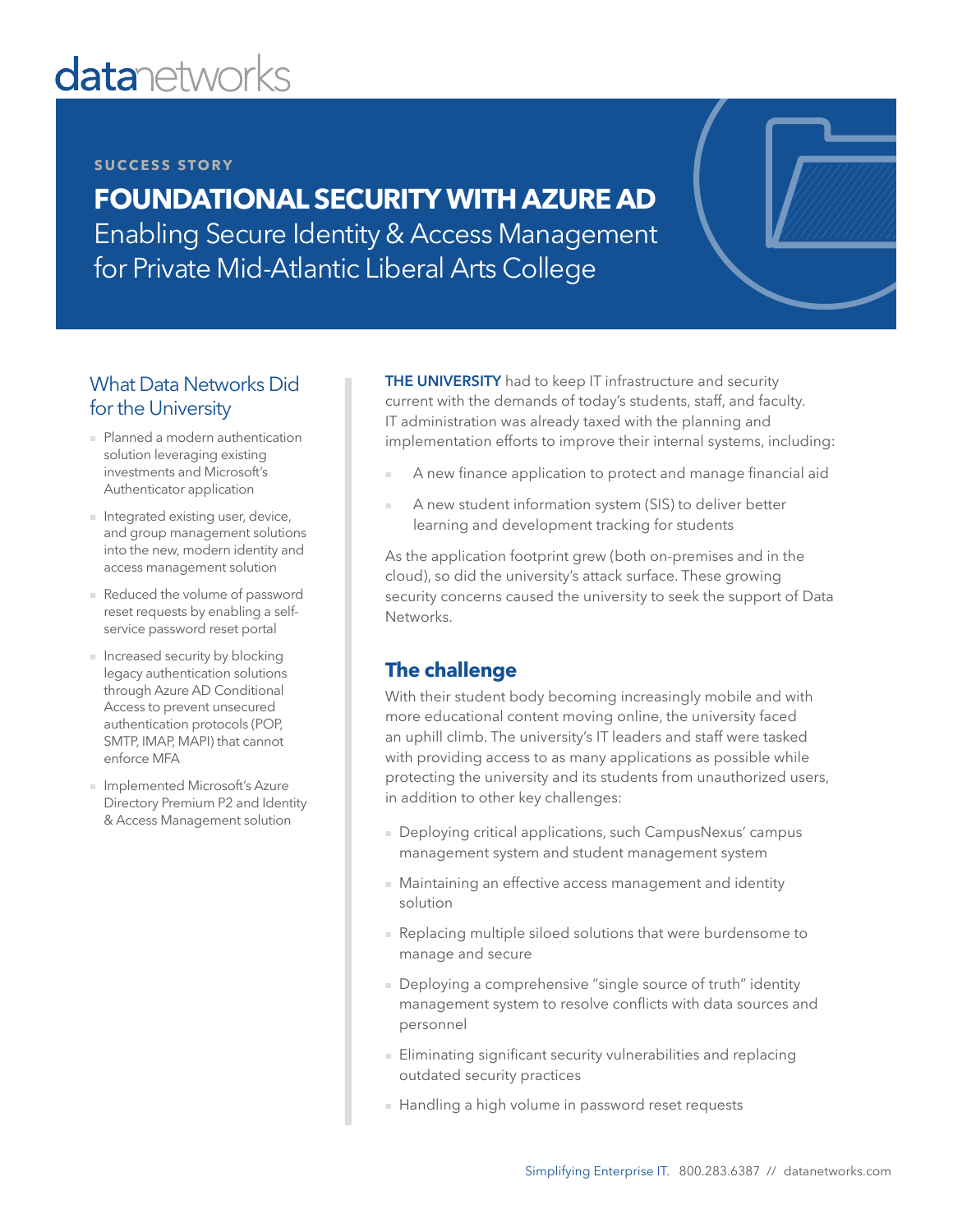# datanetworks

SUCCESS STORY

## FOUNDATIONAL SECURITY WITH AZURE AD

Enabling Secure Identity & Access Management for Private Mid-Atlantic Liberal Arts College

### What Data Networks Did for the University

- Planned a modern authentication solution leveraging existing investments and Microsoft's Authenticator application
- Integrated existing user, device, and group management solutions into the new, modern identity and access management solution
- Reduced the volume of password reset requests by enabling a self-service password reset portal
- Increased security by blocking legacy authentication solutions through Azure AD Conditional Access to prevent unsecured authentication protocols (POP, SMTP, IMAP, MAPI) that cannot enforce MFA
- Implemented Microsoft's Azure Directory Premium P2 and Identity & Access Management solution

**THE UNIVERSITY** had to keep IT infrastructure and security current with the demands of today's students, staff, and faculty. IT administration was already taxed with the planning and implementation efforts to improve their internal systems, including:

- A new finance application to protect and manage financial aid
- A new student information system (SIS) to deliver better learning and development tracking for students

As the application footprint grew (both on-premises and in the cloud), so did the university's attack surface. These growing security concerns caused the university to seek the support of Data Networks.

## The challenge

With their student body becoming increasingly mobile and with more educational content moving online, the university faced an uphill climb. The university's IT leaders and staff were tasked with providing access to as many applications as possible while protecting the university and its students from unauthorized users, in addition to other key challenges:

- Deploying critical applications, such CampusNexus' campus management system and student management system
- Maintaining an effective access management and identity solution
- Replacing multiple siloed solutions that were burdensome to manage and secure
- Deploying a comprehensive "single source of truth" identity management system to resolve conflicts with data sources and personnel
- Eliminating significant security vulnerabilities and replacing outdated security practices
- Handling a high volume in password reset requests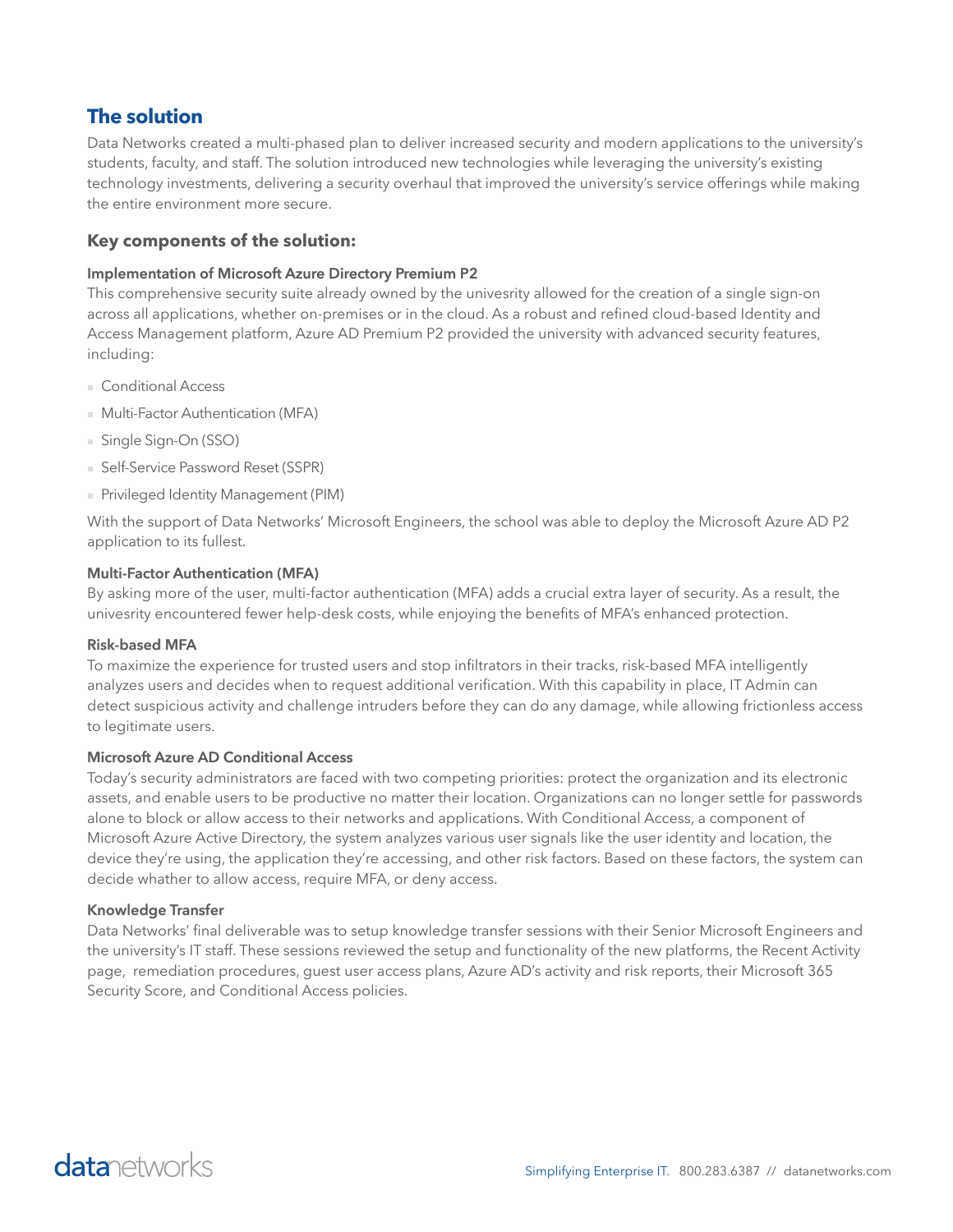## The solution

Data Networks created a multi-phased plan to deliver increased security and modern applications to the university's students, faculty, and staff. The solution introduced new technologies while leveraging the university's existing technology investments, delivering a security overhaul that improved the university's service offerings while making the entire environment more secure.

### Key components of the solution:

**Implementation of Microsoft Azure Directory Premium P2**

This comprehensive security suite already owned by the univesrity allowed for the creation of a single sign-on across all applications, whether on-premises or in the cloud. As a robust and refined cloud-based Identity and Access Management platform, Azure AD Premium P2 provided the university with advanced security features, including:

- Conditional Access
- Multi-Factor Authentication (MFA)
- Single Sign-On (SSO)
- Self-Service Password Reset (SSPR)
- Privileged Identity Management (PIM)

With the support of Data Networks' Microsoft Engineers, the school was able to deploy the Microsoft Azure AD P2 application to its fullest.

**Multi-Factor Authentication (MFA)**

By asking more of the user, multi-factor authentication (MFA) adds a crucial extra layer of security. As a result, the univesrity encountered fewer help-desk costs, while enjoying the benefits of MFA's enhanced protection.

**Risk-based MFA**

To maximize the experience for trusted users and stop infiltrators in their tracks, risk-based MFA intelligently analyzes users and decides when to request additional verification. With this capability in place, IT Admin can detect suspicious activity and challenge intruders before they can do any damage, while allowing frictionless access to legitimate users.

**Microsoft Azure AD Conditional Access**

Today's security administrators are faced with two competing priorities: protect the organization and its electronic assets, and enable users to be productive no matter their location. Organizations can no longer settle for passwords alone to block or allow access to their networks and applications. With Conditional Access, a component of Microsoft Azure Active Directory, the system analyzes various user signals like the user identity and location, the device they're using, the application they're accessing, and other risk factors. Based on these factors, the system can decide whather to allow access, require MFA, or deny access.

**Knowledge Transfer**

Data Networks' final deliverable was to setup knowledge transfer sessions with their Senior Microsoft Engineers and the university's IT staff. These sessions reviewed the setup and functionality of the new platforms, the Recent Activity page, remediation procedures, guest user access plans, Azure AD's activity and risk reports, their Microsoft 365 Security Score, and Conditional Access policies.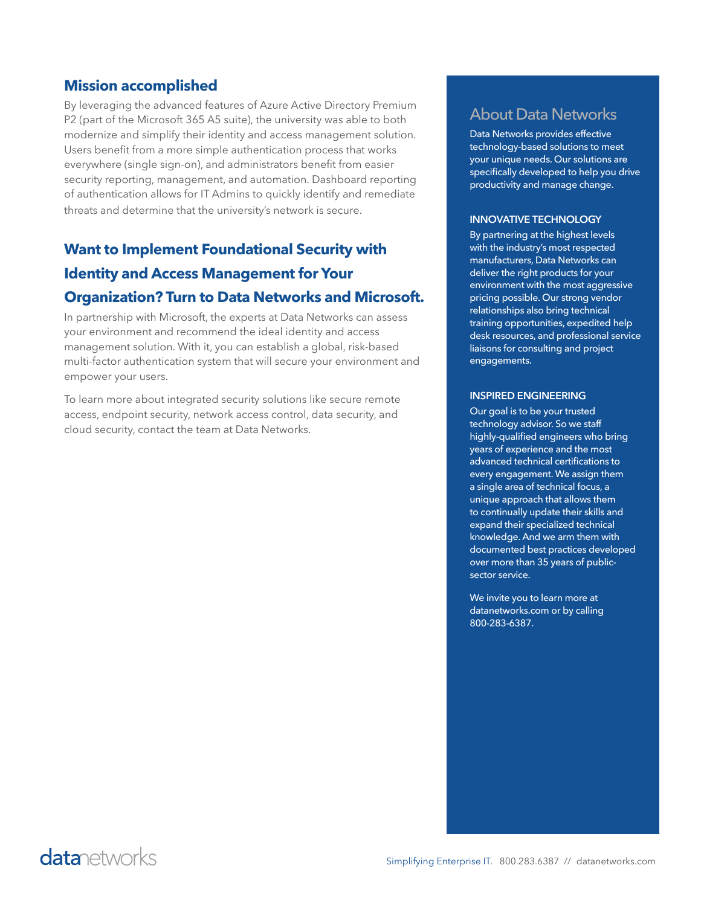## Mission accomplished

By leveraging the advanced features of Azure Active Directory Premium P2 (part of the Microsoft 365 A5 suite), the university was able to both modernize and simplify their identity and access management solution. Users benefit from a more simple authentication process that works everywhere (single sign-on), and administrators benefit from easier security reporting, management, and automation. Dashboard reporting of authentication allows for IT Admins to quickly identify and remediate threats and determine that the university's network is secure.

## Want to Implement Foundational Security with Identity and Access Management for Your Organization? Turn to Data Networks and Microsoft.

In partnership with Microsoft, the experts at Data Networks can assess your environment and recommend the ideal identity and access management solution. With it, you can establish a global, risk-based multi-factor authentication system that will secure your environment and empower your users.

To learn more about integrated security solutions like secure remote access, endpoint security, network access control, data security, and cloud security, contact the team at Data Networks.

## About Data Networks

Data Networks provides effective technology-based solutions to meet your unique needs. Our solutions are specifically developed to help you drive productivity and manage change.

### INNOVATIVE TECHNOLOGY

By partnering at the highest levels with the industry's most respected manufacturers, Data Networks can deliver the right products for your environment with the most aggressive pricing possible. Our strong vendor relationships also bring technical training opportunities, expedited help desk resources, and professional service liaisons for consulting and project engagements.

### INSPIRED ENGINEERING

Our goal is to be your trusted technology advisor. So we staff highly-qualified engineers who bring years of experience and the most advanced technical certifications to every engagement. We assign them a single area of technical focus, a unique approach that allows them to continually update their skills and expand their specialized technical knowledge. And we arm them with documented best practices developed over more than 35 years of public-sector service.

We invite you to learn more at datanetworks.com or by calling 800-283-6387.

datanetworks

Simplifying Enterprise IT. 800.283.6387 // datanetworks.com